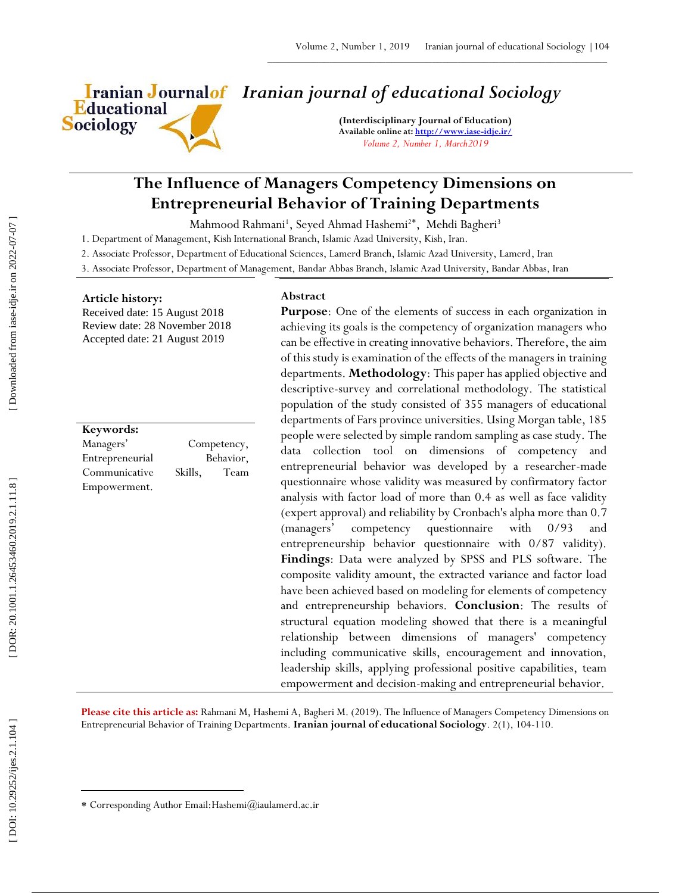# Iranian journal of educational Sociology

**(Interdisciplinary Journal of Education)**
**Available online at: http://www.iase-idje.ir/**
*Volume 2, Number 1, March2019*

## The Influence of Managers Competency Dimensions on Entrepreneurial Behavior of Training Departments

Mahmood Rahmani[1], Seyed Ahmad Hashemi[2*], Mehdi Bagheri[3]

1. Department of Management, Kish International Branch, Islamic Azad University, Kish, Iran.
2. Associate Professor, Department of Educational Sciences, Lamerd Branch, Islamic Azad University, Lamerd, Iran
3. Associate Professor, Department of Management, Bandar Abbas Branch, Islamic Azad University, Bandar Abbas, Iran

**Article history:**
Received date: 15 August 2018
Review date: 28 November 2018
Accepted date: 21 August 2019

**Keywords:**
Managers' Competency, Entrepreneurial Behavior, Communicative Skills, Team Empowerment.

**Abstract**

**Purpose**: One of the elements of success in each organization in achieving its goals is the competency of organization managers who can be effective in creating innovative behaviors. Therefore, the aim of this study is examination of the effects of the managers in training departments. **Methodology**: This paper has applied objective and descriptive-survey and correlational methodology. The statistical population of the study consisted of 355 managers of educational departments of Fars province universities. Using Morgan table, 185 people were selected by simple random sampling as case study. The data collection tool on dimensions of competency and entrepreneurial behavior was developed by a researcher-made questionnaire whose validity was measured by confirmatory factor analysis with factor load of more than 0.4 as well as face validity (expert approval) and reliability by Cronbach's alpha more than 0.7 (managers' competency questionnaire with 0/93 and entrepreneurship behavior questionnaire with 0/87 validity). **Findings**: Data were analyzed by SPSS and PLS software. The composite validity amount, the extracted variance and factor load have been achieved based on modeling for elements of competency and entrepreneurship behaviors. **Conclusion**: The results of structural equation modeling showed that there is a meaningful relationship between dimensions of managers' competency including communicative skills, encouragement and innovation, leadership skills, applying professional positive capabilities, team empowerment and decision-making and entrepreneurial behavior.

**Please cite this article as:** Rahmani M, Hashemi A, Bagheri M. (2019). The Influence of Managers Competency Dimensions on Entrepreneurial Behavior of Training Departments. **Iranian journal of educational Sociology**. 2(1), 104-110.

---

\* Corresponding Author Email:Hashemi@iaulamerd.ac.ir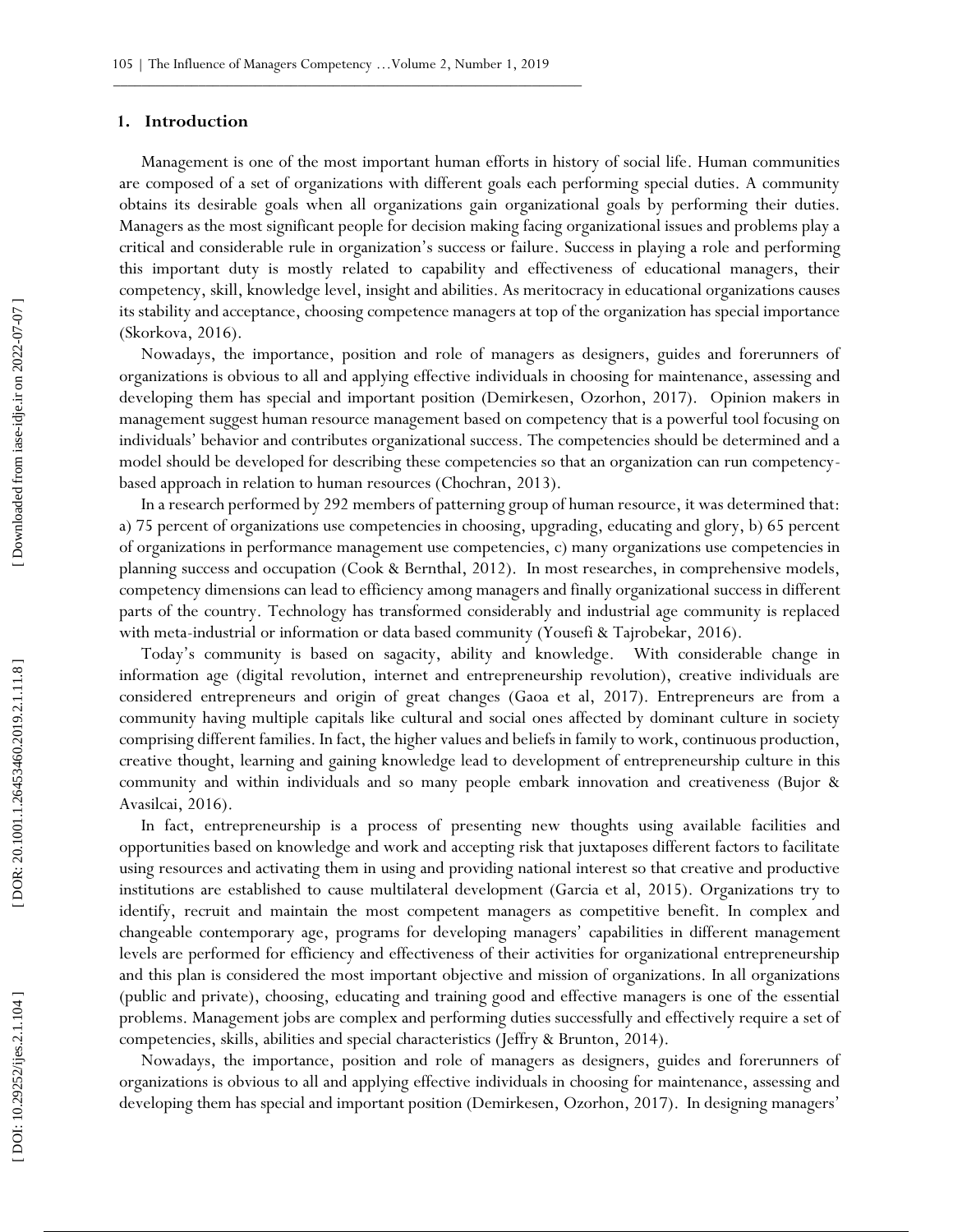## 1. Introduction

Management is one of the most important human efforts in history of social life. Human communities are composed of a set of organizations with different goals each performing special duties. A community obtains its desirable goals when all organizations gain organizational goals by performing their duties. Managers as the most significant people for decision making facing organizational issues and problems play a critical and considerable rule in organization's success or failure. Success in playing a role and performing this important duty is mostly related to capability and effectiveness of educational managers, their competency, skill, knowledge level, insight and abilities. As meritocracy in educational organizations causes its stability and acceptance, choosing competence managers at top of the organization has special importance (Skorkova, 2016).

Nowadays, the importance, position and role of managers as designers, guides and forerunners of organizations is obvious to all and applying effective individuals in choosing for maintenance, assessing and developing them has special and important position (Demirkesen, Ozorhon, 2017). Opinion makers in management suggest human resource management based on competency that is a powerful tool focusing on individuals' behavior and contributes organizational success. The competencies should be determined and a model should be developed for describing these competencies so that an organization can run competency-based approach in relation to human resources (Chochran, 2013).

In a research performed by 292 members of patterning group of human resource, it was determined that: a) 75 percent of organizations use competencies in choosing, upgrading, educating and glory, b) 65 percent of organizations in performance management use competencies, c) many organizations use competencies in planning success and occupation (Cook & Bernthal, 2012). In most researches, in comprehensive models, competency dimensions can lead to efficiency among managers and finally organizational success in different parts of the country. Technology has transformed considerably and industrial age community is replaced with meta-industrial or information or data based community (Yousefi & Tajrobekar, 2016).

Today's community is based on sagacity, ability and knowledge. With considerable change in information age (digital revolution, internet and entrepreneurship revolution), creative individuals are considered entrepreneurs and origin of great changes (Gaoa et al, 2017). Entrepreneurs are from a community having multiple capitals like cultural and social ones affected by dominant culture in society comprising different families. In fact, the higher values and beliefs in family to work, continuous production, creative thought, learning and gaining knowledge lead to development of entrepreneurship culture in this community and within individuals and so many people embark innovation and creativeness (Bujor & Avasilcai, 2016).

In fact, entrepreneurship is a process of presenting new thoughts using available facilities and opportunities based on knowledge and work and accepting risk that juxtaposes different factors to facilitate using resources and activating them in using and providing national interest so that creative and productive institutions are established to cause multilateral development (Garcia et al, 2015). Organizations try to identify, recruit and maintain the most competent managers as competitive benefit. In complex and changeable contemporary age, programs for developing managers' capabilities in different management levels are performed for efficiency and effectiveness of their activities for organizational entrepreneurship and this plan is considered the most important objective and mission of organizations. In all organizations (public and private), choosing, educating and training good and effective managers is one of the essential problems. Management jobs are complex and performing duties successfully and effectively require a set of competencies, skills, abilities and special characteristics (Jeffry & Brunton, 2014).

Nowadays, the importance, position and role of managers as designers, guides and forerunners of organizations is obvious to all and applying effective individuals in choosing for maintenance, assessing and developing them has special and important position (Demirkesen, Ozorhon, 2017). In designing managers'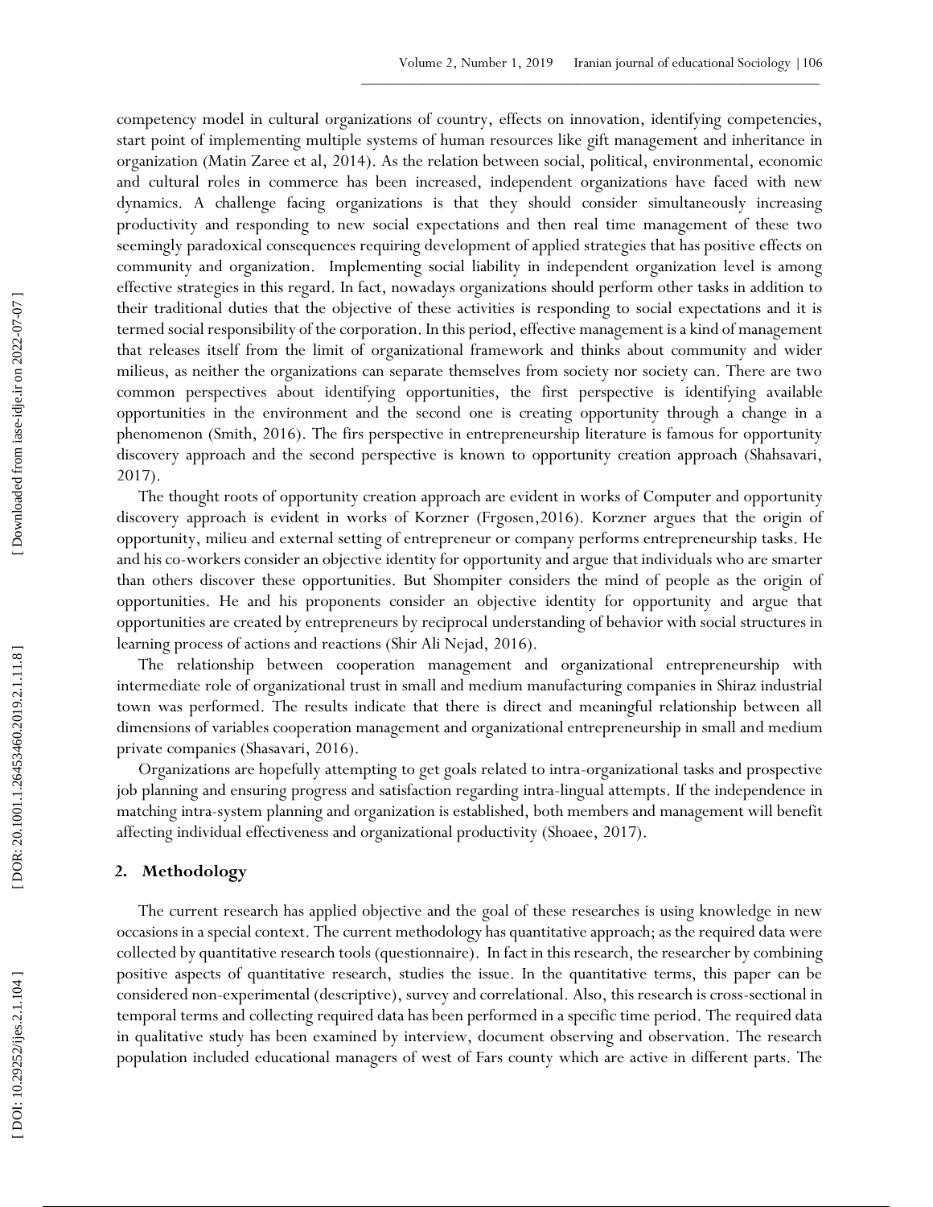competency model in cultural organizations of country, effects on innovation, identifying competencies, start point of implementing multiple systems of human resources like gift management and inheritance in organization (Matin Zaree et al, 2014). As the relation between social, political, environmental, economic and cultural roles in commerce has been increased, independent organizations have faced with new dynamics. A challenge facing organizations is that they should consider simultaneously increasing productivity and responding to new social expectations and then real time management of these two seemingly paradoxical consequences requiring development of applied strategies that has positive effects on community and organization. Implementing social liability in independent organization level is among effective strategies in this regard. In fact, nowadays organizations should perform other tasks in addition to their traditional duties that the objective of these activities is responding to social expectations and it is termed social responsibility of the corporation. In this period, effective management is a kind of management that releases itself from the limit of organizational framework and thinks about community and wider milieus, as neither the organizations can separate themselves from society nor society can. There are two common perspectives about identifying opportunities, the first perspective is identifying available opportunities in the environment and the second one is creating opportunity through a change in a phenomenon (Smith, 2016). The firs perspective in entrepreneurship literature is famous for opportunity discovery approach and the second perspective is known to opportunity creation approach (Shahsavari, 2017).

The thought roots of opportunity creation approach are evident in works of Computer and opportunity discovery approach is evident in works of Korzner (Frgosen,2016). Korzner argues that the origin of opportunity, milieu and external setting of entrepreneur or company performs entrepreneurship tasks. He and his co-workers consider an objective identity for opportunity and argue that individuals who are smarter than others discover these opportunities. But Shompiter considers the mind of people as the origin of opportunities. He and his proponents consider an objective identity for opportunity and argue that opportunities are created by entrepreneurs by reciprocal understanding of behavior with social structures in learning process of actions and reactions (Shir Ali Nejad, 2016).

The relationship between cooperation management and organizational entrepreneurship with intermediate role of organizational trust in small and medium manufacturing companies in Shiraz industrial town was performed. The results indicate that there is direct and meaningful relationship between all dimensions of variables cooperation management and organizational entrepreneurship in small and medium private companies (Shasavari, 2016).

Organizations are hopefully attempting to get goals related to intra-organizational tasks and prospective job planning and ensuring progress and satisfaction regarding intra-lingual attempts. If the independence in matching intra-system planning and organization is established, both members and management will benefit affecting individual effectiveness and organizational productivity (Shoaee, 2017).

## 2. Methodology

The current research has applied objective and the goal of these researches is using knowledge in new occasions in a special context. The current methodology has quantitative approach; as the required data were collected by quantitative research tools (questionnaire). In fact in this research, the researcher by combining positive aspects of quantitative research, studies the issue. In the quantitative terms, this paper can be considered non-experimental (descriptive), survey and correlational. Also, this research is cross-sectional in temporal terms and collecting required data has been performed in a specific time period. The required data in qualitative study has been examined by interview, document observing and observation. The research population included educational managers of west of Fars county which are active in different parts. The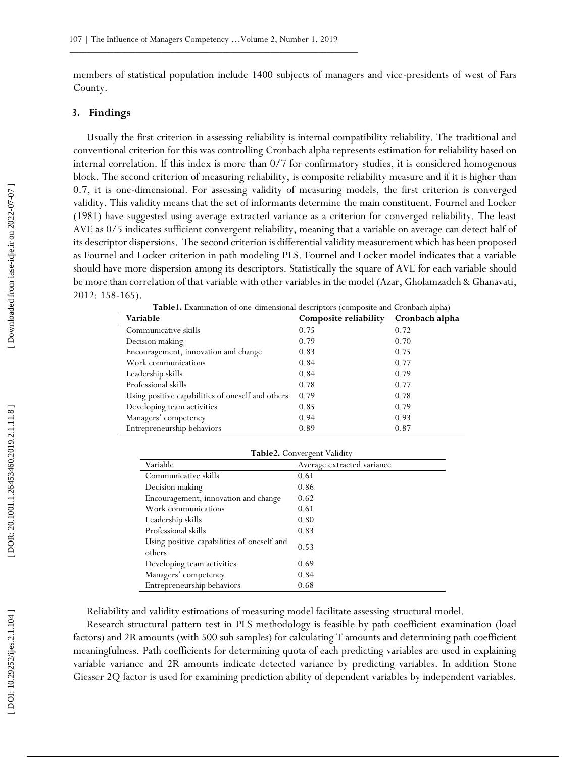members of statistical population include 1400 subjects of managers and vice-presidents of west of Fars County.

## 3. Findings

Usually the first criterion in assessing reliability is internal compatibility reliability. The traditional and conventional criterion for this was controlling Cronbach alpha represents estimation for reliability based on internal correlation. If this index is more than 0/7 for confirmatory studies, it is considered homogenous block. The second criterion of measuring reliability, is composite reliability measure and if it is higher than 0.7, it is one-dimensional. For assessing validity of measuring models, the first criterion is converged validity. This validity means that the set of informants determine the main constituent. Fournel and Locker (1981) have suggested using average extracted variance as a criterion for converged reliability. The least AVE as 0/5 indicates sufficient convergent reliability, meaning that a variable on average can detect half of its descriptor dispersions. The second criterion is differential validity measurement which has been proposed as Fournel and Locker criterion in path modeling PLS. Fournel and Locker model indicates that a variable should have more dispersion among its descriptors. Statistically the square of AVE for each variable should be more than correlation of that variable with other variables in the model (Azar, Gholamzadeh & Ghanavati, 2012: 158-165).

**Table1.** Examination of one-dimensional descriptors (composite and Cronbach alpha)

| Variable | Composite reliability | Cronbach alpha |
|---|---|---|
| Communicative skills | 0.75 | 0.72 |
| Decision making | 0.79 | 0.70 |
| Encouragement, innovation and change | 0.83 | 0.75 |
| Work communications | 0.84 | 0.77 |
| Leadership skills | 0.84 | 0.79 |
| Professional skills | 0.78 | 0.77 |
| Using positive capabilities of oneself and others | 0.79 | 0.78 |
| Developing team activities | 0.85 | 0.79 |
| Managers' competency | 0.94 | 0.93 |
| Entrepreneurship behaviors | 0.89 | 0.87 |

**Table2.** Convergent Validity

| Variable | Average extracted variance |
|---|---|
| Communicative skills | 0.61 |
| Decision making | 0.86 |
| Encouragement, innovation and change | 0.62 |
| Work communications | 0.61 |
| Leadership skills | 0.80 |
| Professional skills | 0.83 |
| Using positive capabilities of oneself and others | 0.53 |
| Developing team activities | 0.69 |
| Managers' competency | 0.84 |
| Entrepreneurship behaviors | 0.68 |

Reliability and validity estimations of measuring model facilitate assessing structural model.

Research structural pattern test in PLS methodology is feasible by path coefficient examination (load factors) and 2R amounts (with 500 sub samples) for calculating T amounts and determining path coefficient meaningfulness. Path coefficients for determining quota of each predicting variables are used in explaining variable variance and 2R amounts indicate detected variance by predicting variables. In addition Stone Giesser 2Q factor is used for examining prediction ability of dependent variables by independent variables.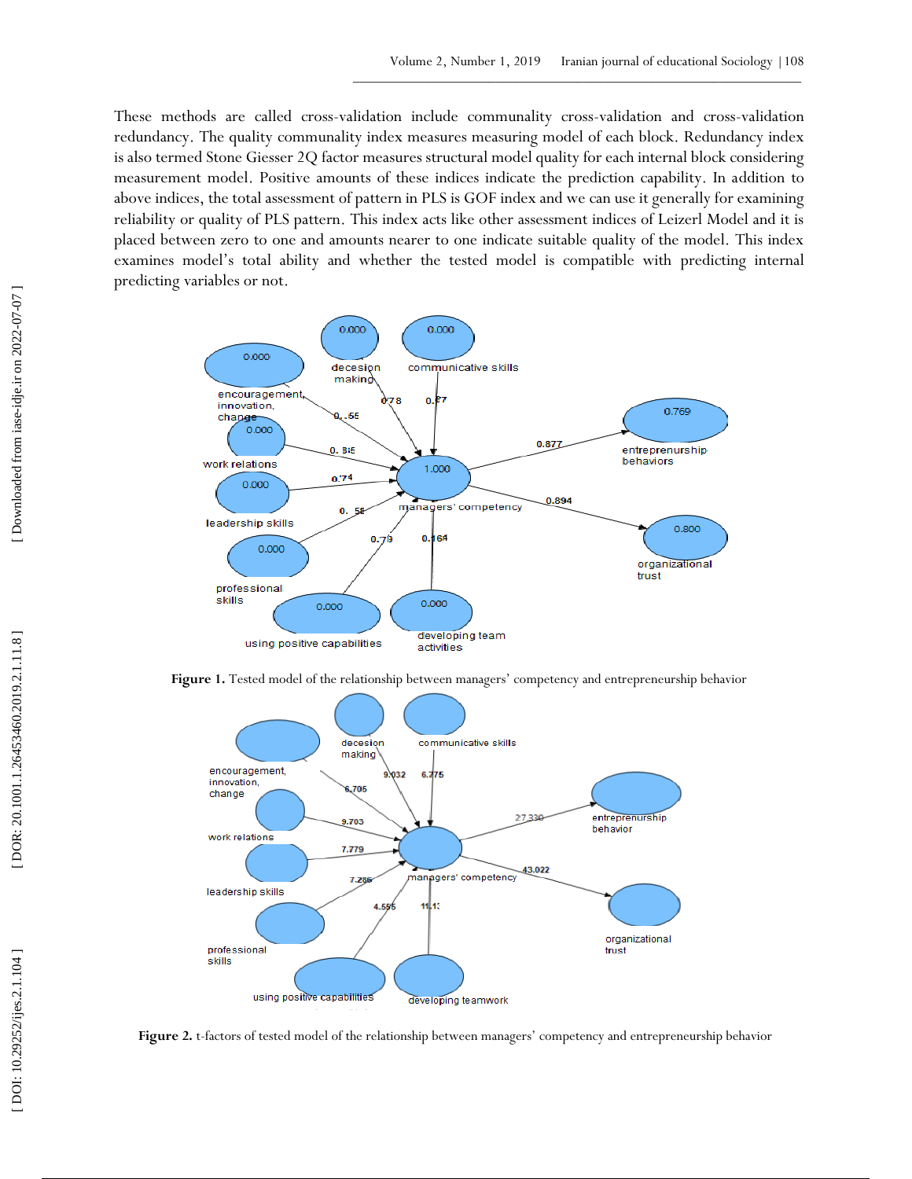These methods are called cross-validation include communality cross-validation and cross-validation redundancy. The quality communality index measures measuring model of each block. Redundancy index is also termed Stone Giesser 2Q factor measures structural model quality for each internal block considering measurement model. Positive amounts of these indices indicate the prediction capability. In addition to above indices, the total assessment of pattern in PLS is GOF index and we can use it generally for examining reliability or quality of PLS pattern. This index acts like other assessment indices of Leizerl Model and it is placed between zero to one and amounts nearer to one indicate suitable quality of the model. This index examines model's total ability and whether the tested model is compatible with predicting internal predicting variables or not.

**Figure 1.** Tested model of the relationship between managers' competency and entrepreneurship behavior

**Figure 2.** t-factors of tested model of the relationship between managers' competency and entrepreneurship behavior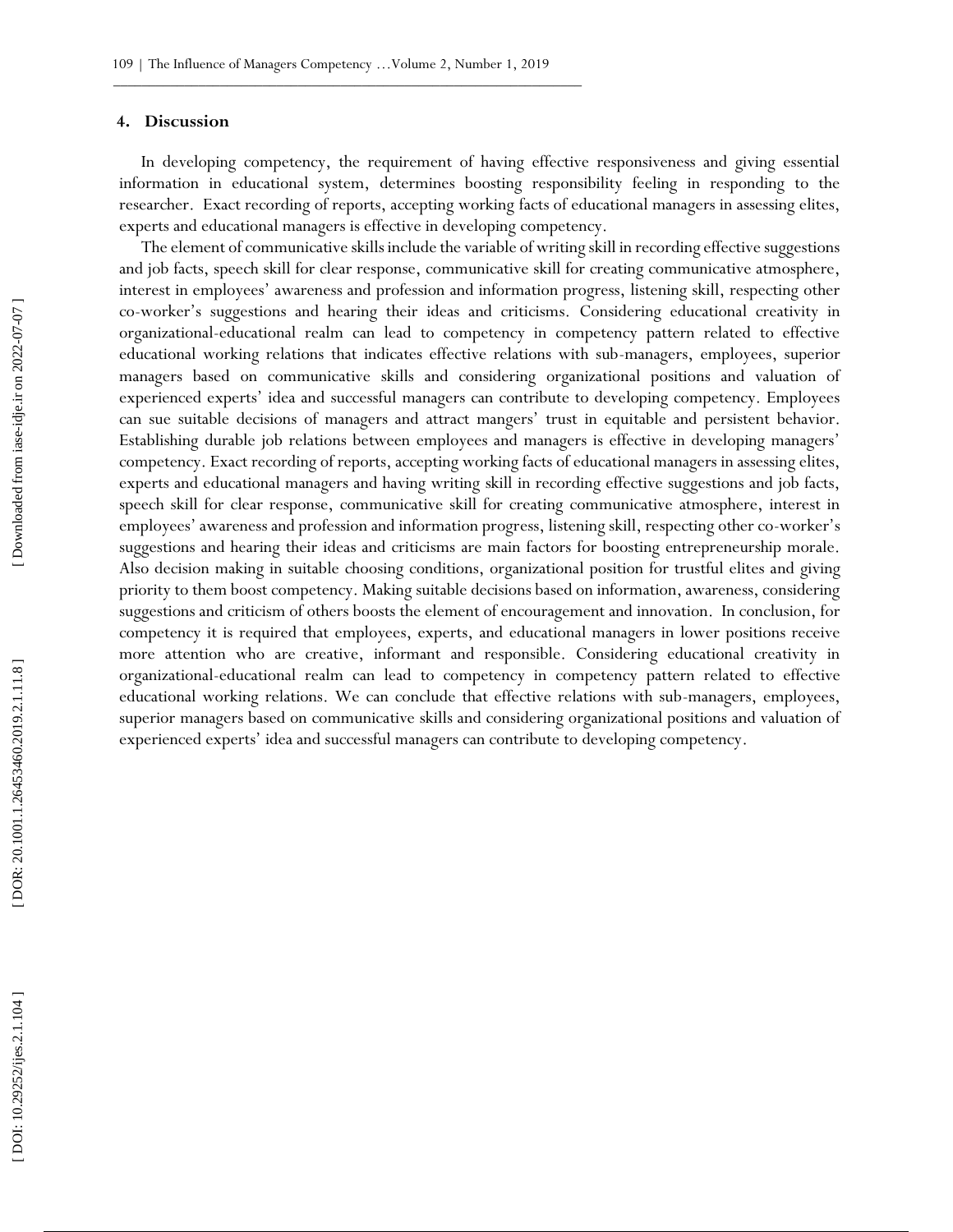## 4. Discussion

In developing competency, the requirement of having effective responsiveness and giving essential information in educational system, determines boosting responsibility feeling in responding to the researcher. Exact recording of reports, accepting working facts of educational managers in assessing elites, experts and educational managers is effective in developing competency.

The element of communicative skills include the variable of writing skill in recording effective suggestions and job facts, speech skill for clear response, communicative skill for creating communicative atmosphere, interest in employees' awareness and profession and information progress, listening skill, respecting other co-worker's suggestions and hearing their ideas and criticisms. Considering educational creativity in organizational-educational realm can lead to competency in competency pattern related to effective educational working relations that indicates effective relations with sub-managers, employees, superior managers based on communicative skills and considering organizational positions and valuation of experienced experts' idea and successful managers can contribute to developing competency. Employees can sue suitable decisions of managers and attract mangers' trust in equitable and persistent behavior. Establishing durable job relations between employees and managers is effective in developing managers' competency. Exact recording of reports, accepting working facts of educational managers in assessing elites, experts and educational managers and having writing skill in recording effective suggestions and job facts, speech skill for clear response, communicative skill for creating communicative atmosphere, interest in employees' awareness and profession and information progress, listening skill, respecting other co-worker's suggestions and hearing their ideas and criticisms are main factors for boosting entrepreneurship morale. Also decision making in suitable choosing conditions, organizational position for trustful elites and giving priority to them boost competency. Making suitable decisions based on information, awareness, considering suggestions and criticism of others boosts the element of encouragement and innovation. In conclusion, for competency it is required that employees, experts, and educational managers in lower positions receive more attention who are creative, informant and responsible. Considering educational creativity in organizational-educational realm can lead to competency in competency pattern related to effective educational working relations. We can conclude that effective relations with sub-managers, employees, superior managers based on communicative skills and considering organizational positions and valuation of experienced experts' idea and successful managers can contribute to developing competency.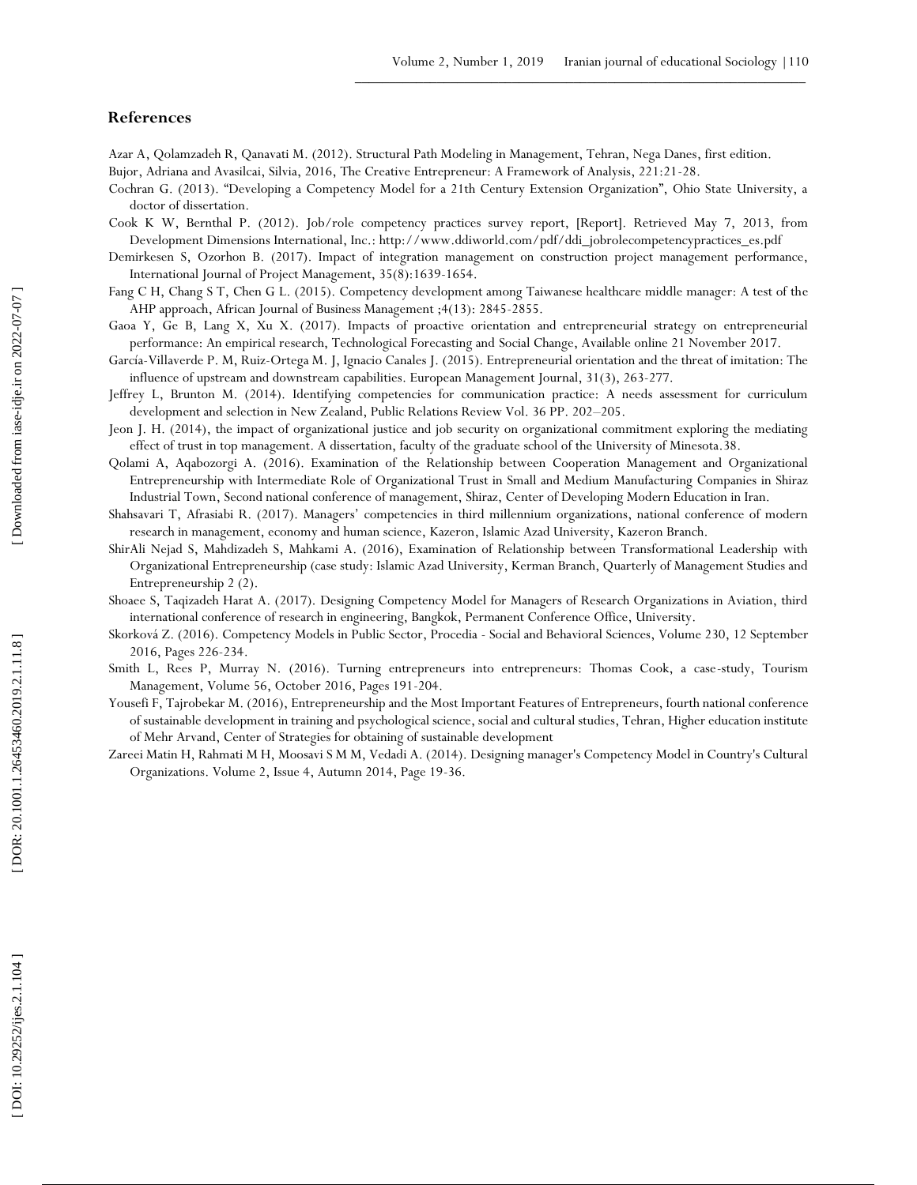## References

Azar A, Qolamzadeh R, Qanavati M. (2012). Structural Path Modeling in Management, Tehran, Nega Danes, first edition.

Bujor, Adriana and Avasilcai, Silvia, 2016, The Creative Entrepreneur: A Framework of Analysis, 221:21-28.

Cochran G. (2013). "Developing a Competency Model for a 21th Century Extension Organization", Ohio State University, a doctor of dissertation.

Cook K W, Bernthal P. (2012). Job/role competency practices survey report, [Report]. Retrieved May 7, 2013, from Development Dimensions International, Inc.: http://www.ddiworld.com/pdf/ddi_jobrolecompetencypractices_es.pdf

Demirkesen S, Ozorhon B. (2017). Impact of integration management on construction project management performance, International Journal of Project Management, 35(8):1639-1654.

Fang C H, Chang S T, Chen G L. (2015). Competency development among Taiwanese healthcare middle manager: A test of the AHP approach, African Journal of Business Management ;4(13): 2845-2855.

Gaoa Y, Ge B, Lang X, Xu X. (2017). Impacts of proactive orientation and entrepreneurial strategy on entrepreneurial performance: An empirical research, Technological Forecasting and Social Change, Available online 21 November 2017.

García-Villaverde P. M, Ruiz-Ortega M. J, Ignacio Canales J. (2015). Entrepreneurial orientation and the threat of imitation: The influence of upstream and downstream capabilities. European Management Journal, 31(3), 263-277.

Jeffrey L, Brunton M. (2014). Identifying competencies for communication practice: A needs assessment for curriculum development and selection in New Zealand, Public Relations Review Vol. 36 PP. 202–205.

Jeon J. H. (2014), the impact of organizational justice and job security on organizational commitment exploring the mediating effect of trust in top management. A dissertation, faculty of the graduate school of the University of Minesota.38.

Qolami A, Aqabozorgi A. (2016). Examination of the Relationship between Cooperation Management and Organizational Entrepreneurship with Intermediate Role of Organizational Trust in Small and Medium Manufacturing Companies in Shiraz Industrial Town, Second national conference of management, Shiraz, Center of Developing Modern Education in Iran.

Shahsavari T, Afrasiabi R. (2017). Managers' competencies in third millennium organizations, national conference of modern research in management, economy and human science, Kazeron, Islamic Azad University, Kazeron Branch.

ShirAli Nejad S, Mahdizadeh S, Mahkami A. (2016), Examination of Relationship between Transformational Leadership with Organizational Entrepreneurship (case study: Islamic Azad University, Kerman Branch, Quarterly of Management Studies and Entrepreneurship 2 (2).

Shoaee S, Taqizadeh Harat A. (2017). Designing Competency Model for Managers of Research Organizations in Aviation, third international conference of research in engineering, Bangkok, Permanent Conference Office, University.

Skorková Z. (2016). Competency Models in Public Sector, Procedia - Social and Behavioral Sciences, Volume 230, 12 September 2016, Pages 226-234.

Smith L, Rees P, Murray N. (2016). Turning entrepreneurs into entrepreneurs: Thomas Cook, a case-study, Tourism Management, Volume 56, October 2016, Pages 191-204.

Yousefi F, Tajrobekar M. (2016), Entrepreneurship and the Most Important Features of Entrepreneurs, fourth national conference of sustainable development in training and psychological science, social and cultural studies, Tehran, Higher education institute of Mehr Arvand, Center of Strategies for obtaining of sustainable development

Zareei Matin H, Rahmati M H, Moosavi S M M, Vedadi A. (2014). Designing manager's Competency Model in Country's Cultural Organizations. Volume 2, Issue 4, Autumn 2014, Page 19-36.